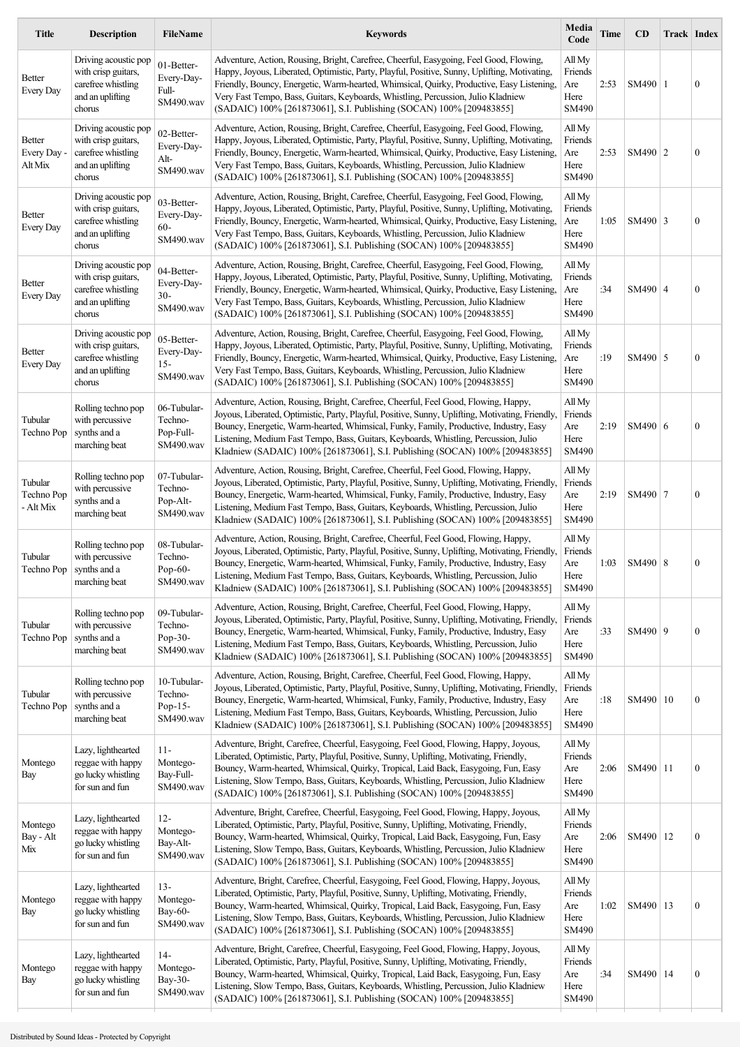| Title | Description | FileName | Keywords | Media Code | Time | CD | Track | Index |
|---|---|---|---|---|---|---|---|---|
| Better Every Day | Driving acoustic pop with crisp guitars, carefree whistling and an uplifting chorus | 01-Better-Every-Day-Full-SM490.wav | Adventure, Action, Rousing, Bright, Carefree, Cheerful, Easygoing, Feel Good, Flowing, Happy, Joyous, Liberated, Optimistic, Party, Playful, Positive, Sunny, Uplifting, Motivating, Friendly, Bouncy, Energetic, Warm-hearted, Whimsical, Quirky, Productive, Easy Listening, Very Fast Tempo, Bass, Guitars, Keyboards, Whistling, Percussion, Julio Kladniew (SADAIC) 100% [261873061], S.I. Publishing (SOCAN) 100% [209483855] | All My Friends Are Here SM490 | 2:53 | SM490 | 1 | 0 |
| Better Every Day - Alt Mix | Driving acoustic pop with crisp guitars, carefree whistling and an uplifting chorus | 02-Better-Every-Day-Alt-SM490.wav | Adventure, Action, Rousing, Bright, Carefree, Cheerful, Easygoing, Feel Good, Flowing, Happy, Joyous, Liberated, Optimistic, Party, Playful, Positive, Sunny, Uplifting, Motivating, Friendly, Bouncy, Energetic, Warm-hearted, Whimsical, Quirky, Productive, Easy Listening, Very Fast Tempo, Bass, Guitars, Keyboards, Whistling, Percussion, Julio Kladniew (SADAIC) 100% [261873061], S.I. Publishing (SOCAN) 100% [209483855] | All My Friends Are Here SM490 | 2:53 | SM490 | 2 | 0 |
| Better Every Day | Driving acoustic pop with crisp guitars, carefree whistling and an uplifting chorus | 03-Better-Every-Day-60-SM490.wav | Adventure, Action, Rousing, Bright, Carefree, Cheerful, Easygoing, Feel Good, Flowing, Happy, Joyous, Liberated, Optimistic, Party, Playful, Positive, Sunny, Uplifting, Motivating, Friendly, Bouncy, Energetic, Warm-hearted, Whimsical, Quirky, Productive, Easy Listening, Very Fast Tempo, Bass, Guitars, Keyboards, Whistling, Percussion, Julio Kladniew (SADAIC) 100% [261873061], S.I. Publishing (SOCAN) 100% [209483855] | All My Friends Are Here SM490 | 1:05 | SM490 | 3 | 0 |
| Better Every Day | Driving acoustic pop with crisp guitars, carefree whistling and an uplifting chorus | 04-Better-Every-Day-30-SM490.wav | Adventure, Action, Rousing, Bright, Carefree, Cheerful, Easygoing, Feel Good, Flowing, Happy, Joyous, Liberated, Optimistic, Party, Playful, Positive, Sunny, Uplifting, Motivating, Friendly, Bouncy, Energetic, Warm-hearted, Whimsical, Quirky, Productive, Easy Listening, Very Fast Tempo, Bass, Guitars, Keyboards, Whistling, Percussion, Julio Kladniew (SADAIC) 100% [261873061], S.I. Publishing (SOCAN) 100% [209483855] | All My Friends Are Here SM490 | :34 | SM490 | 4 | 0 |
| Better Every Day | Driving acoustic pop with crisp guitars, carefree whistling and an uplifting chorus | 05-Better-Every-Day-15-SM490.wav | Adventure, Action, Rousing, Bright, Carefree, Cheerful, Easygoing, Feel Good, Flowing, Happy, Joyous, Liberated, Optimistic, Party, Playful, Positive, Sunny, Uplifting, Motivating, Friendly, Bouncy, Energetic, Warm-hearted, Whimsical, Quirky, Productive, Easy Listening, Very Fast Tempo, Bass, Guitars, Keyboards, Whistling, Percussion, Julio Kladniew (SADAIC) 100% [261873061], S.I. Publishing (SOCAN) 100% [209483855] | All My Friends Are Here SM490 | :19 | SM490 | 5 | 0 |
| Tubular Techno Pop | Rolling techno pop with percussive synths and a marching beat | 06-Tubular-Techno-Pop-Full-SM490.wav | Adventure, Action, Rousing, Bright, Carefree, Cheerful, Feel Good, Flowing, Happy, Joyous, Liberated, Optimistic, Party, Playful, Positive, Sunny, Uplifting, Motivating, Friendly, Bouncy, Energetic, Warm-hearted, Whimsical, Funky, Family, Productive, Industry, Easy Listening, Medium Fast Tempo, Bass, Guitars, Keyboards, Whistling, Percussion, Julio Kladniew (SADAIC) 100% [261873061], S.I. Publishing (SOCAN) 100% [209483855] | All My Friends Are Here SM490 | 2:19 | SM490 | 6 | 0 |
| Tubular Techno Pop - Alt Mix | Rolling techno pop with percussive synths and a marching beat | 07-Tubular-Techno-Pop-Alt-SM490.wav | Adventure, Action, Rousing, Bright, Carefree, Cheerful, Feel Good, Flowing, Happy, Joyous, Liberated, Optimistic, Party, Playful, Positive, Sunny, Uplifting, Motivating, Friendly, Bouncy, Energetic, Warm-hearted, Whimsical, Funky, Family, Productive, Industry, Easy Listening, Medium Fast Tempo, Bass, Guitars, Keyboards, Whistling, Percussion, Julio Kladniew (SADAIC) 100% [261873061], S.I. Publishing (SOCAN) 100% [209483855] | All My Friends Are Here SM490 | 2:19 | SM490 | 7 | 0 |
| Tubular Techno Pop | Rolling techno pop with percussive synths and a marching beat | 08-Tubular-Techno-Pop-60-SM490.wav | Adventure, Action, Rousing, Bright, Carefree, Cheerful, Feel Good, Flowing, Happy, Joyous, Liberated, Optimistic, Party, Playful, Positive, Sunny, Uplifting, Motivating, Friendly, Bouncy, Energetic, Warm-hearted, Whimsical, Funky, Family, Productive, Industry, Easy Listening, Medium Fast Tempo, Bass, Guitars, Keyboards, Whistling, Percussion, Julio Kladniew (SADAIC) 100% [261873061], S.I. Publishing (SOCAN) 100% [209483855] | All My Friends Are Here SM490 | 1:03 | SM490 | 8 | 0 |
| Tubular Techno Pop | Rolling techno pop with percussive synths and a marching beat | 09-Tubular-Techno-Pop-30-SM490.wav | Adventure, Action, Rousing, Bright, Carefree, Cheerful, Feel Good, Flowing, Happy, Joyous, Liberated, Optimistic, Party, Playful, Positive, Sunny, Uplifting, Motivating, Friendly, Bouncy, Energetic, Warm-hearted, Whimsical, Funky, Family, Productive, Industry, Easy Listening, Medium Fast Tempo, Bass, Guitars, Keyboards, Whistling, Percussion, Julio Kladniew (SADAIC) 100% [261873061], S.I. Publishing (SOCAN) 100% [209483855] | All My Friends Are Here SM490 | :33 | SM490 | 9 | 0 |
| Tubular Techno Pop | Rolling techno pop with percussive synths and a marching beat | 10-Tubular-Techno-Pop-15-SM490.wav | Adventure, Action, Rousing, Bright, Carefree, Cheerful, Feel Good, Flowing, Happy, Joyous, Liberated, Optimistic, Party, Playful, Positive, Sunny, Uplifting, Motivating, Friendly, Bouncy, Energetic, Warm-hearted, Whimsical, Funky, Family, Productive, Industry, Easy Listening, Medium Fast Tempo, Bass, Guitars, Keyboards, Whistling, Percussion, Julio Kladniew (SADAIC) 100% [261873061], S.I. Publishing (SOCAN) 100% [209483855] | All My Friends Are Here SM490 | :18 | SM490 | 10 | 0 |
| Montego Bay | Lazy, lighthearted reggae with happy go lucky whistling for sun and fun | 11-Montego-Bay-Full-SM490.wav | Adventure, Bright, Carefree, Cheerful, Easygoing, Feel Good, Flowing, Happy, Joyous, Liberated, Optimistic, Party, Playful, Positive, Sunny, Uplifting, Motivating, Friendly, Bouncy, Warm-hearted, Whimsical, Quirky, Tropical, Laid Back, Easygoing, Fun, Easy Listening, Slow Tempo, Bass, Guitars, Keyboards, Whistling, Percussion, Julio Kladniew (SADAIC) 100% [261873061], S.I. Publishing (SOCAN) 100% [209483855] | All My Friends Are Here SM490 | 2:06 | SM490 | 11 | 0 |
| Montego Bay - Alt Mix | Lazy, lighthearted reggae with happy go lucky whistling for sun and fun | 12-Montego-Bay-Alt-SM490.wav | Adventure, Bright, Carefree, Cheerful, Easygoing, Feel Good, Flowing, Happy, Joyous, Liberated, Optimistic, Party, Playful, Positive, Sunny, Uplifting, Motivating, Friendly, Bouncy, Warm-hearted, Whimsical, Quirky, Tropical, Laid Back, Easygoing, Fun, Easy Listening, Slow Tempo, Bass, Guitars, Keyboards, Whistling, Percussion, Julio Kladniew (SADAIC) 100% [261873061], S.I. Publishing (SOCAN) 100% [209483855] | All My Friends Are Here SM490 | 2:06 | SM490 | 12 | 0 |
| Montego Bay | Lazy, lighthearted reggae with happy go lucky whistling for sun and fun | 13-Montego-Bay-60-SM490.wav | Adventure, Bright, Carefree, Cheerful, Easygoing, Feel Good, Flowing, Happy, Joyous, Liberated, Optimistic, Party, Playful, Positive, Sunny, Uplifting, Motivating, Friendly, Bouncy, Warm-hearted, Whimsical, Quirky, Tropical, Laid Back, Easygoing, Fun, Easy Listening, Slow Tempo, Bass, Guitars, Keyboards, Whistling, Percussion, Julio Kladniew (SADAIC) 100% [261873061], S.I. Publishing (SOCAN) 100% [209483855] | All My Friends Are Here SM490 | 1:02 | SM490 | 13 | 0 |
| Montego Bay | Lazy, lighthearted reggae with happy go lucky whistling for sun and fun | 14-Montego-Bay-30-SM490.wav | Adventure, Bright, Carefree, Cheerful, Easygoing, Feel Good, Flowing, Happy, Joyous, Liberated, Optimistic, Party, Playful, Positive, Sunny, Uplifting, Motivating, Friendly, Bouncy, Warm-hearted, Whimsical, Quirky, Tropical, Laid Back, Easygoing, Fun, Easy Listening, Slow Tempo, Bass, Guitars, Keyboards, Whistling, Percussion, Julio Kladniew (SADAIC) 100% [261873061], S.I. Publishing (SOCAN) 100% [209483855] | All My Friends Are Here SM490 | :34 | SM490 | 14 | 0 |

Distributed by Sound Ideas - Protected by Copyright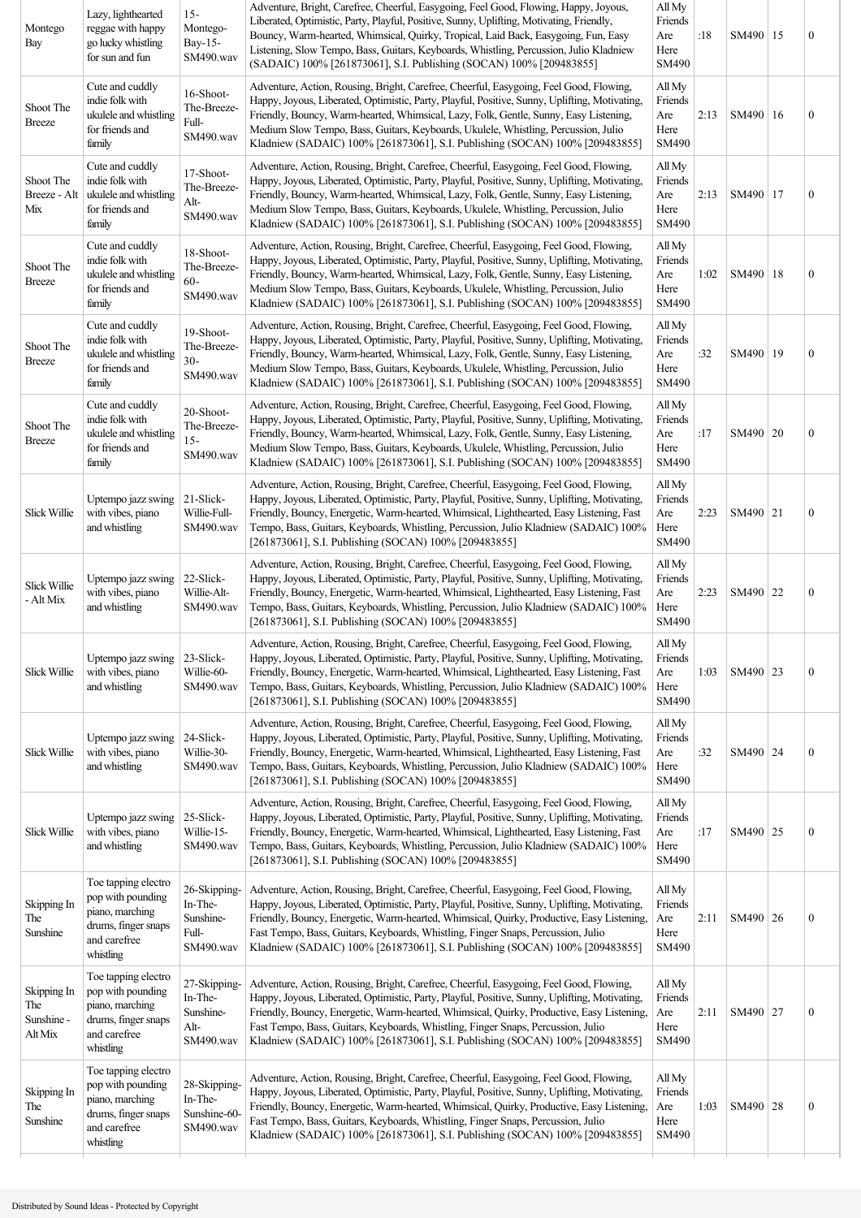| Montego Bay | Lazy, lighthearted reggae with happy go lucky whistling for sun and fun | 15-Montego-Bay-15-SM490.wav | Adventure, Bright, Carefree, Cheerful, Easygoing, Feel Good, Flowing, Happy, Joyous, Liberated, Optimistic, Party, Playful, Positive, Sunny, Uplifting, Motivating, Friendly, Bouncy, Warm-hearted, Whimsical, Quirky, Tropical, Laid Back, Easygoing, Fun, Easy Listening, Slow Tempo, Bass, Guitars, Keyboards, Whistling, Percussion, Julio Kladniew (SADAIC) 100% [261873061], S.I. Publishing (SOCAN) 100% [209483855] | All My Friends Are Here SM490 | :18 | SM490 | 15 | 0 |
|---|---|---|---|---|---|---|---|---|
| Shoot The Breeze | Cute and cuddly indie folk with ukulele and whistling for friends and family | 16-Shoot-The-Breeze-Full-SM490.wav | Adventure, Action, Rousing, Bright, Carefree, Cheerful, Easygoing, Feel Good, Flowing, Happy, Joyous, Liberated, Optimistic, Party, Playful, Positive, Sunny, Uplifting, Motivating, Friendly, Bouncy, Warm-hearted, Whimsical, Lazy, Folk, Gentle, Sunny, Easy Listening, Medium Slow Tempo, Bass, Guitars, Keyboards, Ukulele, Whistling, Percussion, Julio Kladniew (SADAIC) 100% [261873061], S.I. Publishing (SOCAN) 100% [209483855] | All My Friends Are Here SM490 | 2:13 | SM490 | 16 | 0 |
| Shoot The Breeze - Alt Mix | Cute and cuddly indie folk with ukulele and whistling for friends and family | 17-Shoot-The-Breeze-Alt-SM490.wav | Adventure, Action, Rousing, Bright, Carefree, Cheerful, Easygoing, Feel Good, Flowing, Happy, Joyous, Liberated, Optimistic, Party, Playful, Positive, Sunny, Uplifting, Motivating, Friendly, Bouncy, Warm-hearted, Whimsical, Lazy, Folk, Gentle, Sunny, Easy Listening, Medium Slow Tempo, Bass, Guitars, Keyboards, Ukulele, Whistling, Percussion, Julio Kladniew (SADAIC) 100% [261873061], S.I. Publishing (SOCAN) 100% [209483855] | All My Friends Are Here SM490 | 2:13 | SM490 | 17 | 0 |
| Shoot The Breeze | Cute and cuddly indie folk with ukulele and whistling for friends and family | 18-Shoot-The-Breeze-60-SM490.wav | Adventure, Action, Rousing, Bright, Carefree, Cheerful, Easygoing, Feel Good, Flowing, Happy, Joyous, Liberated, Optimistic, Party, Playful, Positive, Sunny, Uplifting, Motivating, Friendly, Bouncy, Warm-hearted, Whimsical, Lazy, Folk, Gentle, Sunny, Easy Listening, Medium Slow Tempo, Bass, Guitars, Keyboards, Ukulele, Whistling, Percussion, Julio Kladniew (SADAIC) 100% [261873061], S.I. Publishing (SOCAN) 100% [209483855] | All My Friends Are Here SM490 | 1:02 | SM490 | 18 | 0 |
| Shoot The Breeze | Cute and cuddly indie folk with ukulele and whistling for friends and family | 19-Shoot-The-Breeze-30-SM490.wav | Adventure, Action, Rousing, Bright, Carefree, Cheerful, Easygoing, Feel Good, Flowing, Happy, Joyous, Liberated, Optimistic, Party, Playful, Positive, Sunny, Uplifting, Motivating, Friendly, Bouncy, Warm-hearted, Whimsical, Lazy, Folk, Gentle, Sunny, Easy Listening, Medium Slow Tempo, Bass, Guitars, Keyboards, Ukulele, Whistling, Percussion, Julio Kladniew (SADAIC) 100% [261873061], S.I. Publishing (SOCAN) 100% [209483855] | All My Friends Are Here SM490 | :32 | SM490 | 19 | 0 |
| Shoot The Breeze | Cute and cuddly indie folk with ukulele and whistling for friends and family | 20-Shoot-The-Breeze-15-SM490.wav | Adventure, Action, Rousing, Bright, Carefree, Cheerful, Easygoing, Feel Good, Flowing, Happy, Joyous, Liberated, Optimistic, Party, Playful, Positive, Sunny, Uplifting, Motivating, Friendly, Bouncy, Warm-hearted, Whimsical, Lazy, Folk, Gentle, Sunny, Easy Listening, Medium Slow Tempo, Bass, Guitars, Keyboards, Ukulele, Whistling, Percussion, Julio Kladniew (SADAIC) 100% [261873061], S.I. Publishing (SOCAN) 100% [209483855] | All My Friends Are Here SM490 | :17 | SM490 | 20 | 0 |
| Slick Willie | Uptempo jazz swing with vibes, piano and whistling | 21-Slick-Willie-Full-SM490.wav | Adventure, Action, Rousing, Bright, Carefree, Cheerful, Easygoing, Feel Good, Flowing, Happy, Joyous, Liberated, Optimistic, Party, Playful, Positive, Sunny, Uplifting, Motivating, Friendly, Bouncy, Energetic, Warm-hearted, Whimsical, Lighthearted, Easy Listening, Fast Tempo, Bass, Guitars, Keyboards, Whistling, Percussion, Julio Kladniew (SADAIC) 100% [261873061], S.I. Publishing (SOCAN) 100% [209483855] | All My Friends Are Here SM490 | 2:23 | SM490 | 21 | 0 |
| Slick Willie - Alt Mix | Uptempo jazz swing with vibes, piano and whistling | 22-Slick-Willie-Alt-SM490.wav | Adventure, Action, Rousing, Bright, Carefree, Cheerful, Easygoing, Feel Good, Flowing, Happy, Joyous, Liberated, Optimistic, Party, Playful, Positive, Sunny, Uplifting, Motivating, Friendly, Bouncy, Energetic, Warm-hearted, Whimsical, Lighthearted, Easy Listening, Fast Tempo, Bass, Guitars, Keyboards, Whistling, Percussion, Julio Kladniew (SADAIC) 100% [261873061], S.I. Publishing (SOCAN) 100% [209483855] | All My Friends Are Here SM490 | 2:23 | SM490 | 22 | 0 |
| Slick Willie | Uptempo jazz swing with vibes, piano and whistling | 23-Slick-Willie-60-SM490.wav | Adventure, Action, Rousing, Bright, Carefree, Cheerful, Easygoing, Feel Good, Flowing, Happy, Joyous, Liberated, Optimistic, Party, Playful, Positive, Sunny, Uplifting, Motivating, Friendly, Bouncy, Energetic, Warm-hearted, Whimsical, Lighthearted, Easy Listening, Fast Tempo, Bass, Guitars, Keyboards, Whistling, Percussion, Julio Kladniew (SADAIC) 100% [261873061], S.I. Publishing (SOCAN) 100% [209483855] | All My Friends Are Here SM490 | 1:03 | SM490 | 23 | 0 |
| Slick Willie | Uptempo jazz swing with vibes, piano and whistling | 24-Slick-Willie-30-SM490.wav | Adventure, Action, Rousing, Bright, Carefree, Cheerful, Easygoing, Feel Good, Flowing, Happy, Joyous, Liberated, Optimistic, Party, Playful, Positive, Sunny, Uplifting, Motivating, Friendly, Bouncy, Energetic, Warm-hearted, Whimsical, Lighthearted, Easy Listening, Fast Tempo, Bass, Guitars, Keyboards, Whistling, Percussion, Julio Kladniew (SADAIC) 100% [261873061], S.I. Publishing (SOCAN) 100% [209483855] | All My Friends Are Here SM490 | :32 | SM490 | 24 | 0 |
| Slick Willie | Uptempo jazz swing with vibes, piano and whistling | 25-Slick-Willie-15-SM490.wav | Adventure, Action, Rousing, Bright, Carefree, Cheerful, Easygoing, Feel Good, Flowing, Happy, Joyous, Liberated, Optimistic, Party, Playful, Positive, Sunny, Uplifting, Motivating, Friendly, Bouncy, Energetic, Warm-hearted, Whimsical, Lighthearted, Easy Listening, Fast Tempo, Bass, Guitars, Keyboards, Whistling, Percussion, Julio Kladniew (SADAIC) 100% [261873061], S.I. Publishing (SOCAN) 100% [209483855] | All My Friends Are Here SM490 | :17 | SM490 | 25 | 0 |
| Skipping In The Sunshine | Toe tapping electro pop with pounding piano, marching drums, finger snaps and carefree whistling | 26-Skipping-In-The-Sunshine-Full-SM490.wav | Adventure, Action, Rousing, Bright, Carefree, Cheerful, Easygoing, Feel Good, Flowing, Happy, Joyous, Liberated, Optimistic, Party, Playful, Positive, Sunny, Uplifting, Motivating, Friendly, Bouncy, Energetic, Warm-hearted, Whimsical, Quirky, Productive, Easy Listening, Fast Tempo, Bass, Guitars, Keyboards, Whistling, Finger Snaps, Percussion, Julio Kladniew (SADAIC) 100% [261873061], S.I. Publishing (SOCAN) 100% [209483855] | All My Friends Are Here SM490 | 2:11 | SM490 | 26 | 0 |
| Skipping In The Sunshine - Alt Mix | Toe tapping electro pop with pounding piano, marching drums, finger snaps and carefree whistling | 27-Skipping-In-The-Sunshine-Alt-SM490.wav | Adventure, Action, Rousing, Bright, Carefree, Cheerful, Easygoing, Feel Good, Flowing, Happy, Joyous, Liberated, Optimistic, Party, Playful, Positive, Sunny, Uplifting, Motivating, Friendly, Bouncy, Energetic, Warm-hearted, Whimsical, Quirky, Productive, Easy Listening, Fast Tempo, Bass, Guitars, Keyboards, Whistling, Finger Snaps, Percussion, Julio Kladniew (SADAIC) 100% [261873061], S.I. Publishing (SOCAN) 100% [209483855] | All My Friends Are Here SM490 | 2:11 | SM490 | 27 | 0 |
| Skipping In The Sunshine | Toe tapping electro pop with pounding piano, marching drums, finger snaps and carefree whistling | 28-Skipping-In-The-Sunshine-60-SM490.wav | Adventure, Action, Rousing, Bright, Carefree, Cheerful, Easygoing, Feel Good, Flowing, Happy, Joyous, Liberated, Optimistic, Party, Playful, Positive, Sunny, Uplifting, Motivating, Friendly, Bouncy, Energetic, Warm-hearted, Whimsical, Quirky, Productive, Easy Listening, Fast Tempo, Bass, Guitars, Keyboards, Whistling, Finger Snaps, Percussion, Julio Kladniew (SADAIC) 100% [261873061], S.I. Publishing (SOCAN) 100% [209483855] | All My Friends Are Here SM490 | 1:03 | SM490 | 28 | 0 |

Distributed by Sound Ideas - Protected by Copyright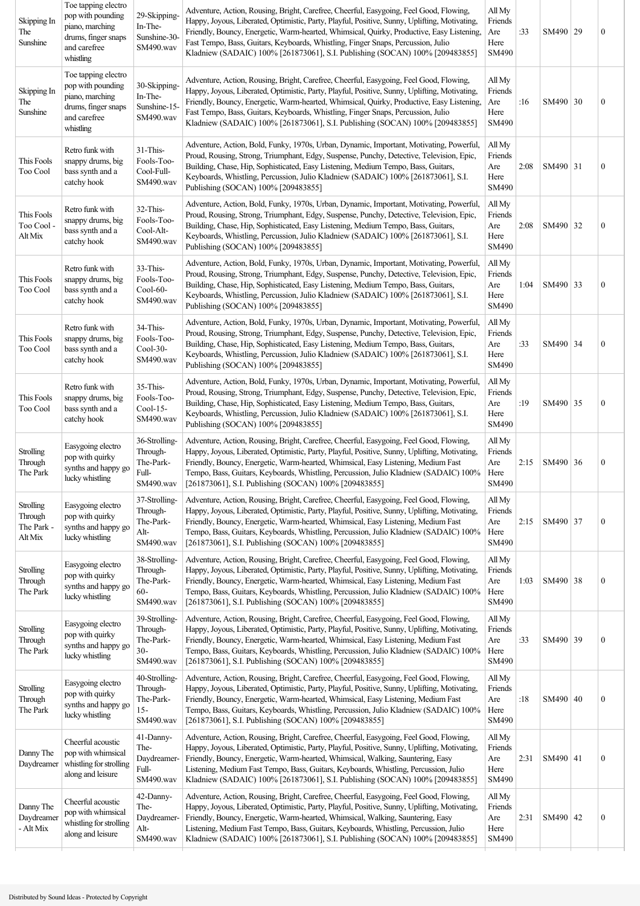| | | | | | | | | |
|---|---|---|---|---|---|---|---|---|
| Skipping In The Sunshine | Toe tapping electro pop with pounding piano, marching drums, finger snaps and carefree whistling | 29-Skipping-In-The-Sunshine-30-SM490.wav | Adventure, Action, Rousing, Bright, Carefree, Cheerful, Easygoing, Feel Good, Flowing, Happy, Joyous, Liberated, Optimistic, Party, Playful, Positive, Sunny, Uplifting, Motivating, Friendly, Bouncy, Energetic, Warm-hearted, Whimsical, Quirky, Productive, Easy Listening, Fast Tempo, Bass, Guitars, Keyboards, Whistling, Finger Snaps, Percussion, Julio Kladniew (SADAIC) 100% [261873061], S.I. Publishing (SOCAN) 100% [209483855] | All My Friends Are Here SM490 | :33 | SM490 | 29 | 0 |
| Skipping In The Sunshine | Toe tapping electro pop with pounding piano, marching drums, finger snaps and carefree whistling | 30-Skipping-In-The-Sunshine-15-SM490.wav | Adventure, Action, Rousing, Bright, Carefree, Cheerful, Easygoing, Feel Good, Flowing, Happy, Joyous, Liberated, Optimistic, Party, Playful, Positive, Sunny, Uplifting, Motivating, Friendly, Bouncy, Energetic, Warm-hearted, Whimsical, Quirky, Productive, Easy Listening, Fast Tempo, Bass, Guitars, Keyboards, Whistling, Finger Snaps, Percussion, Julio Kladniew (SADAIC) 100% [261873061], S.I. Publishing (SOCAN) 100% [209483855] | All My Friends Are Here SM490 | :16 | SM490 | 30 | 0 |
| This Fools Too Cool | Retro funk with snappy drums, big bass synth and a catchy hook | 31-This-Fools-Too-Cool-Full-SM490.wav | Adventure, Action, Bold, Funky, 1970s, Urban, Dynamic, Important, Motivating, Powerful, Proud, Rousing, Strong, Triumphant, Edgy, Suspense, Punchy, Detective, Television, Epic, Building, Chase, Hip, Sophisticated, Easy Listening, Medium Tempo, Bass, Guitars, Keyboards, Whistling, Percussion, Julio Kladniew (SADAIC) 100% [261873061], S.I. Publishing (SOCAN) 100% [209483855] | All My Friends Are Here SM490 | 2:08 | SM490 | 31 | 0 |
| This Fools Too Cool - Alt Mix | Retro funk with snappy drums, big bass synth and a catchy hook | 32-This-Fools-Too-Cool-Alt-SM490.wav | Adventure, Action, Bold, Funky, 1970s, Urban, Dynamic, Important, Motivating, Powerful, Proud, Rousing, Strong, Triumphant, Edgy, Suspense, Punchy, Detective, Television, Epic, Building, Chase, Hip, Sophisticated, Easy Listening, Medium Tempo, Bass, Guitars, Keyboards, Whistling, Percussion, Julio Kladniew (SADAIC) 100% [261873061], S.I. Publishing (SOCAN) 100% [209483855] | All My Friends Are Here SM490 | 2:08 | SM490 | 32 | 0 |
| This Fools Too Cool | Retro funk with snappy drums, big bass synth and a catchy hook | 33-This-Fools-Too-Cool-60-SM490.wav | Adventure, Action, Bold, Funky, 1970s, Urban, Dynamic, Important, Motivating, Powerful, Proud, Rousing, Strong, Triumphant, Edgy, Suspense, Punchy, Detective, Television, Epic, Building, Chase, Hip, Sophisticated, Easy Listening, Medium Tempo, Bass, Guitars, Keyboards, Whistling, Percussion, Julio Kladniew (SADAIC) 100% [261873061], S.I. Publishing (SOCAN) 100% [209483855] | All My Friends Are Here SM490 | 1:04 | SM490 | 33 | 0 |
| This Fools Too Cool | Retro funk with snappy drums, big bass synth and a catchy hook | 34-This-Fools-Too-Cool-30-SM490.wav | Adventure, Action, Bold, Funky, 1970s, Urban, Dynamic, Important, Motivating, Powerful, Proud, Rousing, Strong, Triumphant, Edgy, Suspense, Punchy, Detective, Television, Epic, Building, Chase, Hip, Sophisticated, Easy Listening, Medium Tempo, Bass, Guitars, Keyboards, Whistling, Percussion, Julio Kladniew (SADAIC) 100% [261873061], S.I. Publishing (SOCAN) 100% [209483855] | All My Friends Are Here SM490 | :33 | SM490 | 34 | 0 |
| This Fools Too Cool | Retro funk with snappy drums, big bass synth and a catchy hook | 35-This-Fools-Too-Cool-15-SM490.wav | Adventure, Action, Bold, Funky, 1970s, Urban, Dynamic, Important, Motivating, Powerful, Proud, Rousing, Strong, Triumphant, Edgy, Suspense, Punchy, Detective, Television, Epic, Building, Chase, Hip, Sophisticated, Easy Listening, Medium Tempo, Bass, Guitars, Keyboards, Whistling, Percussion, Julio Kladniew (SADAIC) 100% [261873061], S.I. Publishing (SOCAN) 100% [209483855] | All My Friends Are Here SM490 | :19 | SM490 | 35 | 0 |
| Strolling Through The Park | Easygoing electro pop with quirky synths and happy go lucky whistling | 36-Strolling-Through-The-Park-Full-SM490.wav | Adventure, Action, Rousing, Bright, Carefree, Cheerful, Easygoing, Feel Good, Flowing, Happy, Joyous, Liberated, Optimistic, Party, Playful, Positive, Sunny, Uplifting, Motivating, Friendly, Bouncy, Energetic, Warm-hearted, Whimsical, Easy Listening, Medium Fast Tempo, Bass, Guitars, Keyboards, Whistling, Percussion, Julio Kladniew (SADAIC) 100% [261873061], S.I. Publishing (SOCAN) 100% [209483855] | All My Friends Are Here SM490 | 2:15 | SM490 | 36 | 0 |
| Strolling Through The Park - Alt Mix | Easygoing electro pop with quirky synths and happy go lucky whistling | 37-Strolling-Through-The-Park-Alt-SM490.wav | Adventure, Action, Rousing, Bright, Carefree, Cheerful, Easygoing, Feel Good, Flowing, Happy, Joyous, Liberated, Optimistic, Party, Playful, Positive, Sunny, Uplifting, Motivating, Friendly, Bouncy, Energetic, Warm-hearted, Whimsical, Easy Listening, Medium Fast Tempo, Bass, Guitars, Keyboards, Whistling, Percussion, Julio Kladniew (SADAIC) 100% [261873061], S.I. Publishing (SOCAN) 100% [209483855] | All My Friends Are Here SM490 | 2:15 | SM490 | 37 | 0 |
| Strolling Through The Park | Easygoing electro pop with quirky synths and happy go lucky whistling | 38-Strolling-Through-The-Park-60-SM490.wav | Adventure, Action, Rousing, Bright, Carefree, Cheerful, Easygoing, Feel Good, Flowing, Happy, Joyous, Liberated, Optimistic, Party, Playful, Positive, Sunny, Uplifting, Motivating, Friendly, Bouncy, Energetic, Warm-hearted, Whimsical, Easy Listening, Medium Fast Tempo, Bass, Guitars, Keyboards, Whistling, Percussion, Julio Kladniew (SADAIC) 100% [261873061], S.I. Publishing (SOCAN) 100% [209483855] | All My Friends Are Here SM490 | 1:03 | SM490 | 38 | 0 |
| Strolling Through The Park | Easygoing electro pop with quirky synths and happy go lucky whistling | 39-Strolling-Through-The-Park-30-SM490.wav | Adventure, Action, Rousing, Bright, Carefree, Cheerful, Easygoing, Feel Good, Flowing, Happy, Joyous, Liberated, Optimistic, Party, Playful, Positive, Sunny, Uplifting, Motivating, Friendly, Bouncy, Energetic, Warm-hearted, Whimsical, Easy Listening, Medium Fast Tempo, Bass, Guitars, Keyboards, Whistling, Percussion, Julio Kladniew (SADAIC) 100% [261873061], S.I. Publishing (SOCAN) 100% [209483855] | All My Friends Are Here SM490 | :33 | SM490 | 39 | 0 |
| Strolling Through The Park | Easygoing electro pop with quirky synths and happy go lucky whistling | 40-Strolling-Through-The-Park-15-SM490.wav | Adventure, Action, Rousing, Bright, Carefree, Cheerful, Easygoing, Feel Good, Flowing, Happy, Joyous, Liberated, Optimistic, Party, Playful, Positive, Sunny, Uplifting, Motivating, Friendly, Bouncy, Energetic, Warm-hearted, Whimsical, Easy Listening, Medium Fast Tempo, Bass, Guitars, Keyboards, Whistling, Percussion, Julio Kladniew (SADAIC) 100% [261873061], S.I. Publishing (SOCAN) 100% [209483855] | All My Friends Are Here SM490 | :18 | SM490 | 40 | 0 |
| Danny The Daydreamer | Cheerful acoustic pop with whimsical whistling for strolling along and leisure | 41-Danny-The-Daydreamer-Full-SM490.wav | Adventure, Action, Rousing, Bright, Carefree, Cheerful, Easygoing, Feel Good, Flowing, Happy, Joyous, Liberated, Optimistic, Party, Playful, Positive, Sunny, Uplifting, Motivating, Friendly, Bouncy, Energetic, Warm-hearted, Whimsical, Walking, Sauntering, Easy Listening, Medium Fast Tempo, Bass, Guitars, Keyboards, Whistling, Percussion, Julio Kladniew (SADAIC) 100% [261873061], S.I. Publishing (SOCAN) 100% [209483855] | All My Friends Are Here SM490 | 2:31 | SM490 | 41 | 0 |
| Danny The Daydreamer - Alt Mix | Cheerful acoustic pop with whimsical whistling for strolling along and leisure | 42-Danny-The-Daydreamer-Alt-SM490.wav | Adventure, Action, Rousing, Bright, Carefree, Cheerful, Easygoing, Feel Good, Flowing, Happy, Joyous, Liberated, Optimistic, Party, Playful, Positive, Sunny, Uplifting, Motivating, Friendly, Bouncy, Energetic, Warm-hearted, Whimsical, Walking, Sauntering, Easy Listening, Medium Fast Tempo, Bass, Guitars, Keyboards, Whistling, Percussion, Julio Kladniew (SADAIC) 100% [261873061], S.I. Publishing (SOCAN) 100% [209483855] | All My Friends Are Here SM490 | 2:31 | SM490 | 42 | 0 |

Distributed by Sound Ideas - Protected by Copyright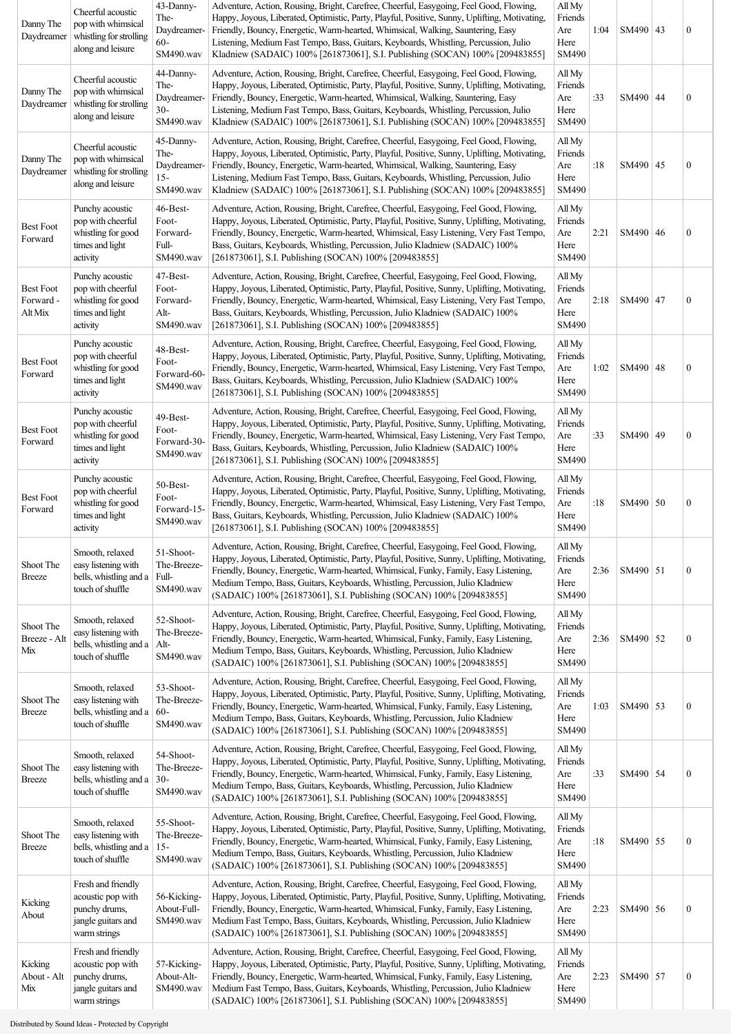| Danny The Daydreamer | Cheerful acoustic pop with whimsical whistling for strolling along and leisure | 43-Danny-The-Daydreamer-60-SM490.wav | Adventure, Action, Rousing, Bright, Carefree, Cheerful, Easygoing, Feel Good, Flowing, Happy, Joyous, Liberated, Optimistic, Party, Playful, Positive, Sunny, Uplifting, Motivating, Friendly, Bouncy, Energetic, Warm-hearted, Whimsical, Walking, Sauntering, Easy Listening, Medium Fast Tempo, Bass, Guitars, Keyboards, Whistling, Percussion, Julio Kladniew (SADAIC) 100% [261873061], S.I. Publishing (SOCAN) 100% [209483855] | All My Friends Are Here SM490 | 1:04 | SM490 | 43 | 0 |
|---|---|---|---|---|---|---|---|---|
| Danny The Daydreamer | Cheerful acoustic pop with whimsical whistling for strolling along and leisure | 44-Danny-The-Daydreamer-30-SM490.wav | Adventure, Action, Rousing, Bright, Carefree, Cheerful, Easygoing, Feel Good, Flowing, Happy, Joyous, Liberated, Optimistic, Party, Playful, Positive, Sunny, Uplifting, Motivating, Friendly, Bouncy, Energetic, Warm-hearted, Whimsical, Walking, Sauntering, Easy Listening, Medium Fast Tempo, Bass, Guitars, Keyboards, Whistling, Percussion, Julio Kladniew (SADAIC) 100% [261873061], S.I. Publishing (SOCAN) 100% [209483855] | All My Friends Are Here SM490 | :33 | SM490 | 44 | 0 |
| Danny The Daydreamer | Cheerful acoustic pop with whimsical whistling for strolling along and leisure | 45-Danny-The-Daydreamer-15-SM490.wav | Adventure, Action, Rousing, Bright, Carefree, Cheerful, Easygoing, Feel Good, Flowing, Happy, Joyous, Liberated, Optimistic, Party, Playful, Positive, Sunny, Uplifting, Motivating, Friendly, Bouncy, Energetic, Warm-hearted, Whimsical, Walking, Sauntering, Easy Listening, Medium Fast Tempo, Bass, Guitars, Keyboards, Whistling, Percussion, Julio Kladniew (SADAIC) 100% [261873061], S.I. Publishing (SOCAN) 100% [209483855] | All My Friends Are Here SM490 | :18 | SM490 | 45 | 0 |
| Best Foot Forward | Punchy acoustic pop with cheerful whistling for good times and light activity | 46-Best-Foot-Forward-Full-SM490.wav | Adventure, Action, Rousing, Bright, Carefree, Cheerful, Easygoing, Feel Good, Flowing, Happy, Joyous, Liberated, Optimistic, Party, Playful, Positive, Sunny, Uplifting, Motivating, Friendly, Bouncy, Energetic, Warm-hearted, Whimsical, Easy Listening, Very Fast Tempo, Bass, Guitars, Keyboards, Whistling, Percussion, Julio Kladniew (SADAIC) 100% [261873061], S.I. Publishing (SOCAN) 100% [209483855] | All My Friends Are Here SM490 | 2:21 | SM490 | 46 | 0 |
| Best Foot Forward - Alt Mix | Punchy acoustic pop with cheerful whistling for good times and light activity | 47-Best-Foot-Forward-Alt-SM490.wav | Adventure, Action, Rousing, Bright, Carefree, Cheerful, Easygoing, Feel Good, Flowing, Happy, Joyous, Liberated, Optimistic, Party, Playful, Positive, Sunny, Uplifting, Motivating, Friendly, Bouncy, Energetic, Warm-hearted, Whimsical, Easy Listening, Very Fast Tempo, Bass, Guitars, Keyboards, Whistling, Percussion, Julio Kladniew (SADAIC) 100% [261873061], S.I. Publishing (SOCAN) 100% [209483855] | All My Friends Are Here SM490 | 2:18 | SM490 | 47 | 0 |
| Best Foot Forward | Punchy acoustic pop with cheerful whistling for good times and light activity | 48-Best-Foot-Forward-60-SM490.wav | Adventure, Action, Rousing, Bright, Carefree, Cheerful, Easygoing, Feel Good, Flowing, Happy, Joyous, Liberated, Optimistic, Party, Playful, Positive, Sunny, Uplifting, Motivating, Friendly, Bouncy, Energetic, Warm-hearted, Whimsical, Easy Listening, Very Fast Tempo, Bass, Guitars, Keyboards, Whistling, Percussion, Julio Kladniew (SADAIC) 100% [261873061], S.I. Publishing (SOCAN) 100% [209483855] | All My Friends Are Here SM490 | 1:02 | SM490 | 48 | 0 |
| Best Foot Forward | Punchy acoustic pop with cheerful whistling for good times and light activity | 49-Best-Foot-Forward-30-SM490.wav | Adventure, Action, Rousing, Bright, Carefree, Cheerful, Easygoing, Feel Good, Flowing, Happy, Joyous, Liberated, Optimistic, Party, Playful, Positive, Sunny, Uplifting, Motivating, Friendly, Bouncy, Energetic, Warm-hearted, Whimsical, Easy Listening, Very Fast Tempo, Bass, Guitars, Keyboards, Whistling, Percussion, Julio Kladniew (SADAIC) 100% [261873061], S.I. Publishing (SOCAN) 100% [209483855] | All My Friends Are Here SM490 | :33 | SM490 | 49 | 0 |
| Best Foot Forward | Punchy acoustic pop with cheerful whistling for good times and light activity | 50-Best-Foot-Forward-15-SM490.wav | Adventure, Action, Rousing, Bright, Carefree, Cheerful, Easygoing, Feel Good, Flowing, Happy, Joyous, Liberated, Optimistic, Party, Playful, Positive, Sunny, Uplifting, Motivating, Friendly, Bouncy, Energetic, Warm-hearted, Whimsical, Easy Listening, Very Fast Tempo, Bass, Guitars, Keyboards, Whistling, Percussion, Julio Kladniew (SADAIC) 100% [261873061], S.I. Publishing (SOCAN) 100% [209483855] | All My Friends Are Here SM490 | :18 | SM490 | 50 | 0 |
| Shoot The Breeze | Smooth, relaxed easy listening with bells, whistling and a touch of shuffle | 51-Shoot-The-Breeze-Full-SM490.wav | Adventure, Action, Rousing, Bright, Carefree, Cheerful, Easygoing, Feel Good, Flowing, Happy, Joyous, Liberated, Optimistic, Party, Playful, Positive, Sunny, Uplifting, Motivating, Friendly, Bouncy, Energetic, Warm-hearted, Whimsical, Funky, Family, Easy Listening, Medium Tempo, Bass, Guitars, Keyboards, Whistling, Percussion, Julio Kladniew (SADAIC) 100% [261873061], S.I. Publishing (SOCAN) 100% [209483855] | All My Friends Are Here SM490 | 2:36 | SM490 | 51 | 0 |
| Shoot The Breeze - Alt Mix | Smooth, relaxed easy listening with bells, whistling and a touch of shuffle | 52-Shoot-The-Breeze-Alt-SM490.wav | Adventure, Action, Rousing, Bright, Carefree, Cheerful, Easygoing, Feel Good, Flowing, Happy, Joyous, Liberated, Optimistic, Party, Playful, Positive, Sunny, Uplifting, Motivating, Friendly, Bouncy, Energetic, Warm-hearted, Whimsical, Funky, Family, Easy Listening, Medium Tempo, Bass, Guitars, Keyboards, Whistling, Percussion, Julio Kladniew (SADAIC) 100% [261873061], S.I. Publishing (SOCAN) 100% [209483855] | All My Friends Are Here SM490 | 2:36 | SM490 | 52 | 0 |
| Shoot The Breeze | Smooth, relaxed easy listening with bells, whistling and a touch of shuffle | 53-Shoot-The-Breeze-60-SM490.wav | Adventure, Action, Rousing, Bright, Carefree, Cheerful, Easygoing, Feel Good, Flowing, Happy, Joyous, Liberated, Optimistic, Party, Playful, Positive, Sunny, Uplifting, Motivating, Friendly, Bouncy, Energetic, Warm-hearted, Whimsical, Funky, Family, Easy Listening, Medium Tempo, Bass, Guitars, Keyboards, Whistling, Percussion, Julio Kladniew (SADAIC) 100% [261873061], S.I. Publishing (SOCAN) 100% [209483855] | All My Friends Are Here SM490 | 1:03 | SM490 | 53 | 0 |
| Shoot The Breeze | Smooth, relaxed easy listening with bells, whistling and a touch of shuffle | 54-Shoot-The-Breeze-30-SM490.wav | Adventure, Action, Rousing, Bright, Carefree, Cheerful, Easygoing, Feel Good, Flowing, Happy, Joyous, Liberated, Optimistic, Party, Playful, Positive, Sunny, Uplifting, Motivating, Friendly, Bouncy, Energetic, Warm-hearted, Whimsical, Funky, Family, Easy Listening, Medium Tempo, Bass, Guitars, Keyboards, Whistling, Percussion, Julio Kladniew (SADAIC) 100% [261873061], S.I. Publishing (SOCAN) 100% [209483855] | All My Friends Are Here SM490 | :33 | SM490 | 54 | 0 |
| Shoot The Breeze | Smooth, relaxed easy listening with bells, whistling and a touch of shuffle | 55-Shoot-The-Breeze-15-SM490.wav | Adventure, Action, Rousing, Bright, Carefree, Cheerful, Easygoing, Feel Good, Flowing, Happy, Joyous, Liberated, Optimistic, Party, Playful, Positive, Sunny, Uplifting, Motivating, Friendly, Bouncy, Energetic, Warm-hearted, Whimsical, Funky, Family, Easy Listening, Medium Tempo, Bass, Guitars, Keyboards, Whistling, Percussion, Julio Kladniew (SADAIC) 100% [261873061], S.I. Publishing (SOCAN) 100% [209483855] | All My Friends Are Here SM490 | :18 | SM490 | 55 | 0 |
| Kicking About | Fresh and friendly acoustic pop with punchy drums, jangle guitars and warm strings | 56-Kicking-About-Full-SM490.wav | Adventure, Action, Rousing, Bright, Carefree, Cheerful, Easygoing, Feel Good, Flowing, Happy, Joyous, Liberated, Optimistic, Party, Playful, Positive, Sunny, Uplifting, Motivating, Friendly, Bouncy, Energetic, Warm-hearted, Whimsical, Funky, Family, Easy Listening, Medium Fast Tempo, Bass, Guitars, Keyboards, Whistling, Percussion, Julio Kladniew (SADAIC) 100% [261873061], S.I. Publishing (SOCAN) 100% [209483855] | All My Friends Are Here SM490 | 2:23 | SM490 | 56 | 0 |
| Kicking About - Alt Mix | Fresh and friendly acoustic pop with punchy drums, jangle guitars and warm strings | 57-Kicking-About-Alt-SM490.wav | Adventure, Action, Rousing, Bright, Carefree, Cheerful, Easygoing, Feel Good, Flowing, Happy, Joyous, Liberated, Optimistic, Party, Playful, Positive, Sunny, Uplifting, Motivating, Friendly, Bouncy, Energetic, Warm-hearted, Whimsical, Funky, Family, Easy Listening, Medium Fast Tempo, Bass, Guitars, Keyboards, Whistling, Percussion, Julio Kladniew (SADAIC) 100% [261873061], S.I. Publishing (SOCAN) 100% [209483855] | All My Friends Are Here SM490 | 2:23 | SM490 | 57 | 0 |

Distributed by Sound Ideas - Protected by Copyright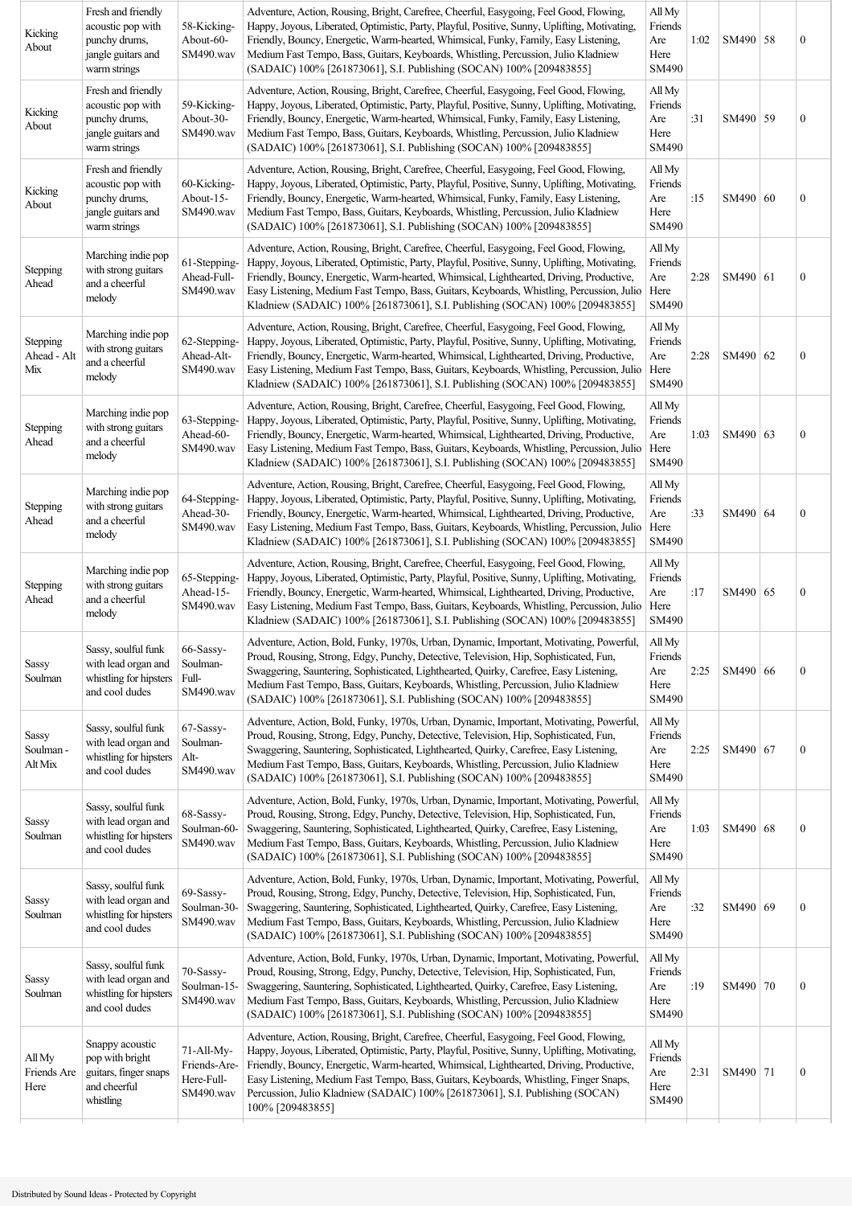| Kicking About | Fresh and friendly acoustic pop with punchy drums, jangle guitars and warm strings | 58-Kicking-About-60-SM490.wav | Adventure, Action, Rousing, Bright, Carefree, Cheerful, Easygoing, Feel Good, Flowing, Happy, Joyous, Liberated, Optimistic, Party, Playful, Positive, Sunny, Uplifting, Motivating, Friendly, Bouncy, Energetic, Warm-hearted, Whimsical, Funky, Family, Easy Listening, Medium Fast Tempo, Bass, Guitars, Keyboards, Whistling, Percussion, Julio Kladniew (SADAIC) 100% [261873061], S.I. Publishing (SOCAN) 100% [209483855] | All My Friends Are Here SM490 | 1:02 | SM490 | 58 | 0 |
|---|---|---|---|---|---|---|---|---|
| Kicking About | Fresh and friendly acoustic pop with punchy drums, jangle guitars and warm strings | 59-Kicking-About-30-SM490.wav | Adventure, Action, Rousing, Bright, Carefree, Cheerful, Easygoing, Feel Good, Flowing, Happy, Joyous, Liberated, Optimistic, Party, Playful, Positive, Sunny, Uplifting, Motivating, Friendly, Bouncy, Energetic, Warm-hearted, Whimsical, Funky, Family, Easy Listening, Medium Fast Tempo, Bass, Guitars, Keyboards, Whistling, Percussion, Julio Kladniew (SADAIC) 100% [261873061], S.I. Publishing (SOCAN) 100% [209483855] | All My Friends Are Here SM490 | :31 | SM490 | 59 | 0 |
| Kicking About | Fresh and friendly acoustic pop with punchy drums, jangle guitars and warm strings | 60-Kicking-About-15-SM490.wav | Adventure, Action, Rousing, Bright, Carefree, Cheerful, Easygoing, Feel Good, Flowing, Happy, Joyous, Liberated, Optimistic, Party, Playful, Positive, Sunny, Uplifting, Motivating, Friendly, Bouncy, Energetic, Warm-hearted, Whimsical, Funky, Family, Easy Listening, Medium Fast Tempo, Bass, Guitars, Keyboards, Whistling, Percussion, Julio Kladniew (SADAIC) 100% [261873061], S.I. Publishing (SOCAN) 100% [209483855] | All My Friends Are Here SM490 | :15 | SM490 | 60 | 0 |
| Stepping Ahead | Marching indie pop with strong guitars and a cheerful melody | 61-Stepping-Ahead-Full-SM490.wav | Adventure, Action, Rousing, Bright, Carefree, Cheerful, Easygoing, Feel Good, Flowing, Happy, Joyous, Liberated, Optimistic, Party, Playful, Positive, Sunny, Uplifting, Motivating, Friendly, Bouncy, Energetic, Warm-hearted, Whimsical, Lighthearted, Driving, Productive, Easy Listening, Medium Fast Tempo, Bass, Guitars, Keyboards, Whistling, Percussion, Julio Kladniew (SADAIC) 100% [261873061], S.I. Publishing (SOCAN) 100% [209483855] | All My Friends Are Here SM490 | 2:28 | SM490 | 61 | 0 |
| Stepping Ahead - Alt Mix | Marching indie pop with strong guitars and a cheerful melody | 62-Stepping-Ahead-Alt-SM490.wav | Adventure, Action, Rousing, Bright, Carefree, Cheerful, Easygoing, Feel Good, Flowing, Happy, Joyous, Liberated, Optimistic, Party, Playful, Positive, Sunny, Uplifting, Motivating, Friendly, Bouncy, Energetic, Warm-hearted, Whimsical, Lighthearted, Driving, Productive, Easy Listening, Medium Fast Tempo, Bass, Guitars, Keyboards, Whistling, Percussion, Julio Kladniew (SADAIC) 100% [261873061], S.I. Publishing (SOCAN) 100% [209483855] | All My Friends Are Here SM490 | 2:28 | SM490 | 62 | 0 |
| Stepping Ahead | Marching indie pop with strong guitars and a cheerful melody | 63-Stepping-Ahead-60-SM490.wav | Adventure, Action, Rousing, Bright, Carefree, Cheerful, Easygoing, Feel Good, Flowing, Happy, Joyous, Liberated, Optimistic, Party, Playful, Positive, Sunny, Uplifting, Motivating, Friendly, Bouncy, Energetic, Warm-hearted, Whimsical, Lighthearted, Driving, Productive, Easy Listening, Medium Fast Tempo, Bass, Guitars, Keyboards, Whistling, Percussion, Julio Kladniew (SADAIC) 100% [261873061], S.I. Publishing (SOCAN) 100% [209483855] | All My Friends Are Here SM490 | 1:03 | SM490 | 63 | 0 |
| Stepping Ahead | Marching indie pop with strong guitars and a cheerful melody | 64-Stepping-Ahead-30-SM490.wav | Adventure, Action, Rousing, Bright, Carefree, Cheerful, Easygoing, Feel Good, Flowing, Happy, Joyous, Liberated, Optimistic, Party, Playful, Positive, Sunny, Uplifting, Motivating, Friendly, Bouncy, Energetic, Warm-hearted, Whimsical, Lighthearted, Driving, Productive, Easy Listening, Medium Fast Tempo, Bass, Guitars, Keyboards, Whistling, Percussion, Julio Kladniew (SADAIC) 100% [261873061], S.I. Publishing (SOCAN) 100% [209483855] | All My Friends Are Here SM490 | :33 | SM490 | 64 | 0 |
| Stepping Ahead | Marching indie pop with strong guitars and a cheerful melody | 65-Stepping-Ahead-15-SM490.wav | Adventure, Action, Rousing, Bright, Carefree, Cheerful, Easygoing, Feel Good, Flowing, Happy, Joyous, Liberated, Optimistic, Party, Playful, Positive, Sunny, Uplifting, Motivating, Friendly, Bouncy, Energetic, Warm-hearted, Whimsical, Lighthearted, Driving, Productive, Easy Listening, Medium Fast Tempo, Bass, Guitars, Keyboards, Whistling, Percussion, Julio Kladniew (SADAIC) 100% [261873061], S.I. Publishing (SOCAN) 100% [209483855] | All My Friends Are Here SM490 | :17 | SM490 | 65 | 0 |
| Sassy Soulman | Sassy, soulful funk with lead organ and whistling for hipsters and cool dudes | 66-Sassy-Soulman-Full-SM490.wav | Adventure, Action, Bold, Funky, 1970s, Urban, Dynamic, Important, Motivating, Powerful, Proud, Rousing, Strong, Edgy, Punchy, Detective, Television, Hip, Sophisticated, Fun, Swaggering, Sauntering, Sophisticated, Lighthearted, Quirky, Carefree, Easy Listening, Medium Fast Tempo, Bass, Guitars, Keyboards, Whistling, Percussion, Julio Kladniew (SADAIC) 100% [261873061], S.I. Publishing (SOCAN) 100% [209483855] | All My Friends Are Here SM490 | 2:25 | SM490 | 66 | 0 |
| Sassy Soulman - Alt Mix | Sassy, soulful funk with lead organ and whistling for hipsters and cool dudes | 67-Sassy-Soulman-Alt-SM490.wav | Adventure, Action, Bold, Funky, 1970s, Urban, Dynamic, Important, Motivating, Powerful, Proud, Rousing, Strong, Edgy, Punchy, Detective, Television, Hip, Sophisticated, Fun, Swaggering, Sauntering, Sophisticated, Lighthearted, Quirky, Carefree, Easy Listening, Medium Fast Tempo, Bass, Guitars, Keyboards, Whistling, Percussion, Julio Kladniew (SADAIC) 100% [261873061], S.I. Publishing (SOCAN) 100% [209483855] | All My Friends Are Here SM490 | 2:25 | SM490 | 67 | 0 |
| Sassy Soulman | Sassy, soulful funk with lead organ and whistling for hipsters and cool dudes | 68-Sassy-Soulman-60-SM490.wav | Adventure, Action, Bold, Funky, 1970s, Urban, Dynamic, Important, Motivating, Powerful, Proud, Rousing, Strong, Edgy, Punchy, Detective, Television, Hip, Sophisticated, Fun, Swaggering, Sauntering, Sophisticated, Lighthearted, Quirky, Carefree, Easy Listening, Medium Fast Tempo, Bass, Guitars, Keyboards, Whistling, Percussion, Julio Kladniew (SADAIC) 100% [261873061], S.I. Publishing (SOCAN) 100% [209483855] | All My Friends Are Here SM490 | 1:03 | SM490 | 68 | 0 |
| Sassy Soulman | Sassy, soulful funk with lead organ and whistling for hipsters and cool dudes | 69-Sassy-Soulman-30-SM490.wav | Adventure, Action, Bold, Funky, 1970s, Urban, Dynamic, Important, Motivating, Powerful, Proud, Rousing, Strong, Edgy, Punchy, Detective, Television, Hip, Sophisticated, Fun, Swaggering, Sauntering, Sophisticated, Lighthearted, Quirky, Carefree, Easy Listening, Medium Fast Tempo, Bass, Guitars, Keyboards, Whistling, Percussion, Julio Kladniew (SADAIC) 100% [261873061], S.I. Publishing (SOCAN) 100% [209483855] | All My Friends Are Here SM490 | :32 | SM490 | 69 | 0 |
| Sassy Soulman | Sassy, soulful funk with lead organ and whistling for hipsters and cool dudes | 70-Sassy-Soulman-15-SM490.wav | Adventure, Action, Bold, Funky, 1970s, Urban, Dynamic, Important, Motivating, Powerful, Proud, Rousing, Strong, Edgy, Punchy, Detective, Television, Hip, Sophisticated, Fun, Swaggering, Sauntering, Sophisticated, Lighthearted, Quirky, Carefree, Easy Listening, Medium Fast Tempo, Bass, Guitars, Keyboards, Whistling, Percussion, Julio Kladniew (SADAIC) 100% [261873061], S.I. Publishing (SOCAN) 100% [209483855] | All My Friends Are Here SM490 | :19 | SM490 | 70 | 0 |
| All My Friends Are Here | Snappy acoustic pop with bright guitars, finger snaps and cheerful whistling | 71-All-My-Friends-Are-Here-Full-SM490.wav | Adventure, Action, Rousing, Bright, Carefree, Cheerful, Easygoing, Feel Good, Flowing, Happy, Joyous, Liberated, Optimistic, Party, Playful, Positive, Sunny, Uplifting, Motivating, Friendly, Bouncy, Energetic, Warm-hearted, Whimsical, Lighthearted, Driving, Productive, Easy Listening, Medium Fast Tempo, Bass, Guitars, Keyboards, Whistling, Finger Snaps, Percussion, Julio Kladniew (SADAIC) 100% [261873061], S.I. Publishing (SOCAN) 100% [209483855] | All My Friends Are Here SM490 | 2:31 | SM490 | 71 | 0 |

Distributed by Sound Ideas - Protected by Copyright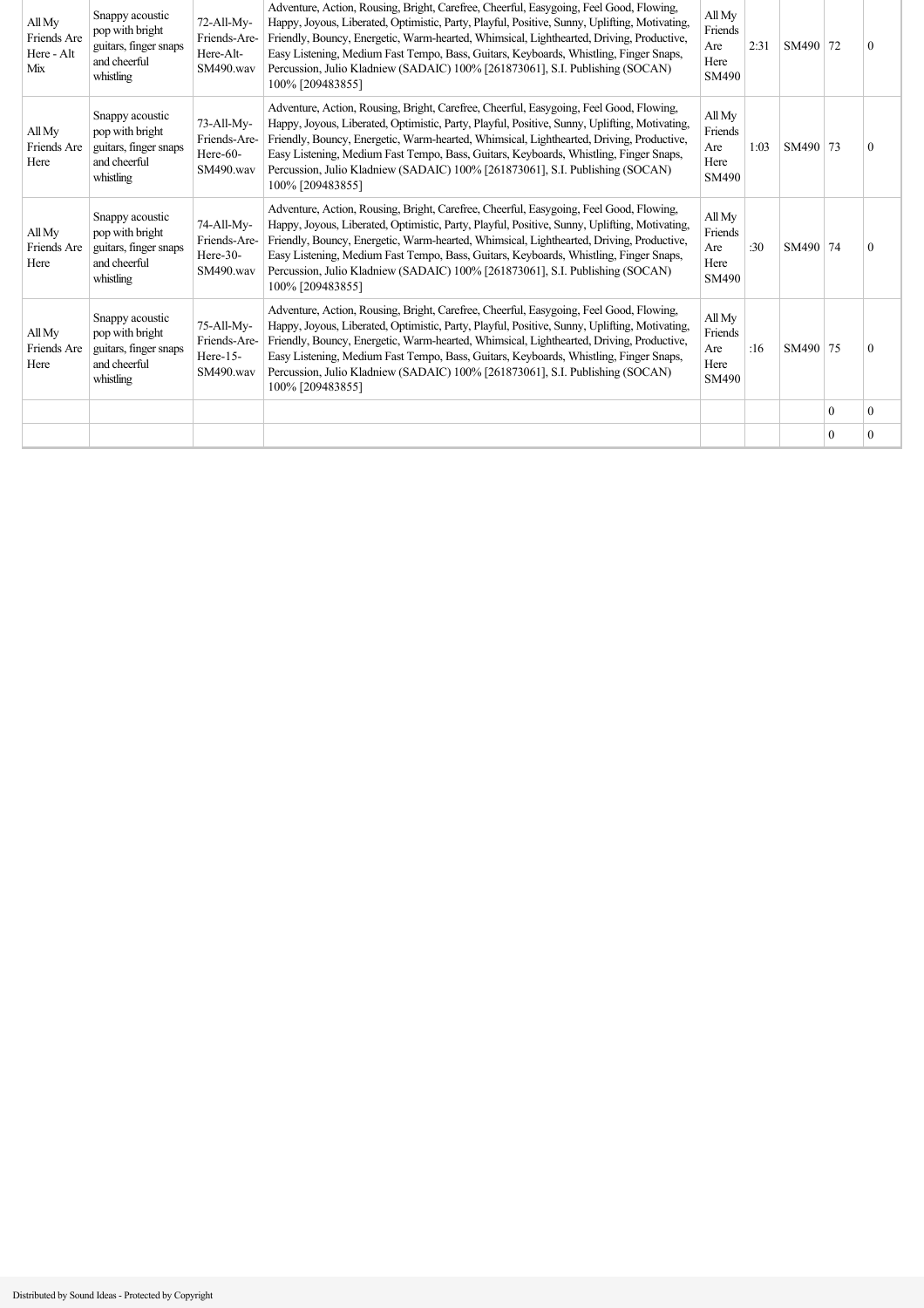| | | | | | | | | |
|---|---|---|---|---|---|---|---|---|
| All My Friends Are Here - Alt Mix | Snappy acoustic pop with bright guitars, finger snaps and cheerful whistling | 72-All-My-Friends-Are-Here-Alt-SM490.wav | Adventure, Action, Rousing, Bright, Carefree, Cheerful, Easygoing, Feel Good, Flowing, Happy, Joyous, Liberated, Optimistic, Party, Playful, Positive, Sunny, Uplifting, Motivating, Friendly, Bouncy, Energetic, Warm-hearted, Whimsical, Lighthearted, Driving, Productive, Easy Listening, Medium Fast Tempo, Bass, Guitars, Keyboards, Whistling, Finger Snaps, Percussion, Julio Kladniew (SADAIC) 100% [261873061], S.I. Publishing (SOCAN) 100% [209483855] | All My Friends Are Here SM490 | 2:31 | SM490 | 72 | 0 |
| All My Friends Are Here | Snappy acoustic pop with bright guitars, finger snaps and cheerful whistling | 73-All-My-Friends-Are-Here-60-SM490.wav | Adventure, Action, Rousing, Bright, Carefree, Cheerful, Easygoing, Feel Good, Flowing, Happy, Joyous, Liberated, Optimistic, Party, Playful, Positive, Sunny, Uplifting, Motivating, Friendly, Bouncy, Energetic, Warm-hearted, Whimsical, Lighthearted, Driving, Productive, Easy Listening, Medium Fast Tempo, Bass, Guitars, Keyboards, Whistling, Finger Snaps, Percussion, Julio Kladniew (SADAIC) 100% [261873061], S.I. Publishing (SOCAN) 100% [209483855] | All My Friends Are Here SM490 | 1:03 | SM490 | 73 | 0 |
| All My Friends Are Here | Snappy acoustic pop with bright guitars, finger snaps and cheerful whistling | 74-All-My-Friends-Are-Here-30-SM490.wav | Adventure, Action, Rousing, Bright, Carefree, Cheerful, Easygoing, Feel Good, Flowing, Happy, Joyous, Liberated, Optimistic, Party, Playful, Positive, Sunny, Uplifting, Motivating, Friendly, Bouncy, Energetic, Warm-hearted, Whimsical, Lighthearted, Driving, Productive, Easy Listening, Medium Fast Tempo, Bass, Guitars, Keyboards, Whistling, Finger Snaps, Percussion, Julio Kladniew (SADAIC) 100% [261873061], S.I. Publishing (SOCAN) 100% [209483855] | All My Friends Are Here SM490 | :30 | SM490 | 74 | 0 |
| All My Friends Are Here | Snappy acoustic pop with bright guitars, finger snaps and cheerful whistling | 75-All-My-Friends-Are-Here-15-SM490.wav | Adventure, Action, Rousing, Bright, Carefree, Cheerful, Easygoing, Feel Good, Flowing, Happy, Joyous, Liberated, Optimistic, Party, Playful, Positive, Sunny, Uplifting, Motivating, Friendly, Bouncy, Energetic, Warm-hearted, Whimsical, Lighthearted, Driving, Productive, Easy Listening, Medium Fast Tempo, Bass, Guitars, Keyboards, Whistling, Finger Snaps, Percussion, Julio Kladniew (SADAIC) 100% [261873061], S.I. Publishing (SOCAN) 100% [209483855] | All My Friends Are Here SM490 | :16 | SM490 | 75 | 0 |
| | | | | | | | 0 | 0 |
| | | | | | | | 0 | 0 |

Distributed by Sound Ideas - Protected by Copyright